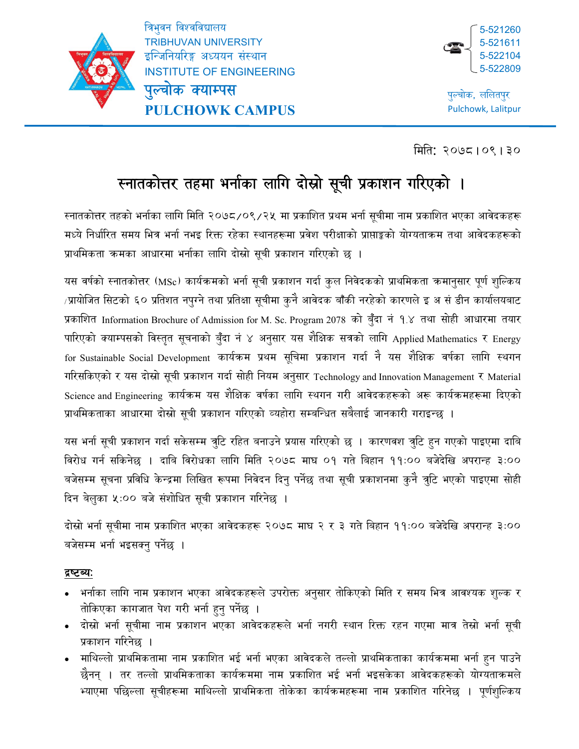त्रिभुवन विश्वविद्यालय
TRIBHUVAN UNIVERSITY
इन्जिनियरिङ्ग अध्ययन संस्थान
INSTITUTE OF ENGINEERING
पुल्चोक क्याम्पस
PULCHOWK CAMPUS

5-521260
5-521611
5-522104
5-522809

पुल्चोक, ललितपुर
Pulchowk, Lalitpur

मिति: २०७८।०९।३०

# स्नातकोत्तर तहमा भर्नाका लागि दोस्रो सूची प्रकाशन गरिएको ।

स्नातकोत्तर तहको भर्नाका लागि मिति २०७८/०९/२५ मा प्रकाशित प्रथम भर्ना सूचीमा नाम प्रकाशित भएका आवेदकहरू मध्ये निर्धारित समय भित्र भर्ना नभइ रिक्त रहेका स्थानहरूमा प्रवेश परीक्षाको प्राप्ताङ्कको योग्यताक्रम तथा आवेदकहरूको प्राथमिकता क्रमका आधारमा भर्नाका लागि दोस्रो सूची प्रकाशन गरिएको छ ।

यस वर्षको स्नातकोत्तर (MSc) कार्यक्रमको भर्ना सूची प्रकाशन गर्दा कुल निवेदकको प्राथमिकता क्रमानुसार पूर्ण शुल्किय /प्रायोजित सिटको ६० प्रतिशत नपुग्ने तथा प्रतिक्षा सूचीमा कुनै आवेदक बाँकी नरहेको कारणले इ अ सं डीन कार्यालयबाट प्रकाशित Information Brochure of Admission for M. Sc. Program 2078 को बुँदा नं १.४ तथा सोही आधारमा तयार पारिएको क्याम्पसको विस्तृत सूचनाको बुँदा नं ४ अनुसार यस शैक्षिक सत्रको लागि Applied Mathematics र Energy for Sustainable Social Development कार्यक्रम प्रथम सुचिमा प्रकाशन गर्दा नै यस शैक्षिक वर्षका लागि स्थगन गरिसकिएको र यस दोस्रो सूची प्रकाशन गर्दा सोही नियम अनुसार Technology and Innovation Management र Material Science and Engineering कार्यक्रम यस शैक्षिक वर्षका लागि स्थगन गरी आवेदकहरूको अरू कार्यक्रमहरूमा दिएको प्राथमिकताका आधारमा दोस्रो सूची प्रकाशन गरिएको व्यहोरा सम्बन्धित सबैलाई जानकारी गराइन्छ ।

यस भर्ना सूची प्रकाशन गर्दा सकेसम्म त्रुटि रहित बनाउने प्रयास गरिएको छ । कारणवश त्रुटि हुन गएको पाइएमा दाबि विरोध गर्न सकिनेछ । दाबि विरोधका लागि मिति २०७८ माघ ०१ गते बिहान ११:०० बजेदेखि अपरान्ह ३:०० बजेसम्म सूचना प्रविधि केन्द्रमा लिखित रूपमा निवेदन दिनु पर्नेछ तथा सूची प्रकाशनमा कुनै त्रुटि भएको पाइएमा सोही दिन बेलुका ५:०० बजे संशोधित सूची प्रकाशन गरिनेछ ।

दोस्रो भर्ना सूचीमा नाम प्रकाशित भएका आवेदकहरू २०७८ माघ २ र ३ गते बिहान ११:०० बजेदेखि अपरान्ह ३:०० बजेसम्म भर्ना भइसक्नु पर्नेछ ।

**द्रष्टब्य:**

- भर्नाका लागि नाम प्रकाशन भएका आवेदकहरूले उपरोक्त अनुसार तोकिएको मिति र समय भित्र आवश्यक शुल्क र तोकिएका कागजात पेश गरी भर्ना हुनु पर्नेछ ।
- दोस्रो भर्ना सूचीमा नाम प्रकाशन भएका आवेदकहरूले भर्ना नगरी स्थान रिक्त रहन गएमा मात्र तेस्रो भर्ना सूची प्रकाशन गरिनेछ ।
- माथिल्लो प्राथमिकतामा नाम प्रकाशित भई भर्ना भएका आवेदकले तल्लो प्राथमिकताका कार्यक्रममा भर्ना हुन पाउने छैनन् । तर तल्लो प्राथमिकताका कार्यक्रममा नाम प्रकाशित भई भर्ना भइसकेका आवेदकहरूको योग्यताक्रमले भ्याएमा पछिल्ला सूचीहरूमा माथिल्लो प्राथमिकता तोकेका कार्यक्रमहरूमा नाम प्रकाशित गरिनेछ । पूर्णशुल्किय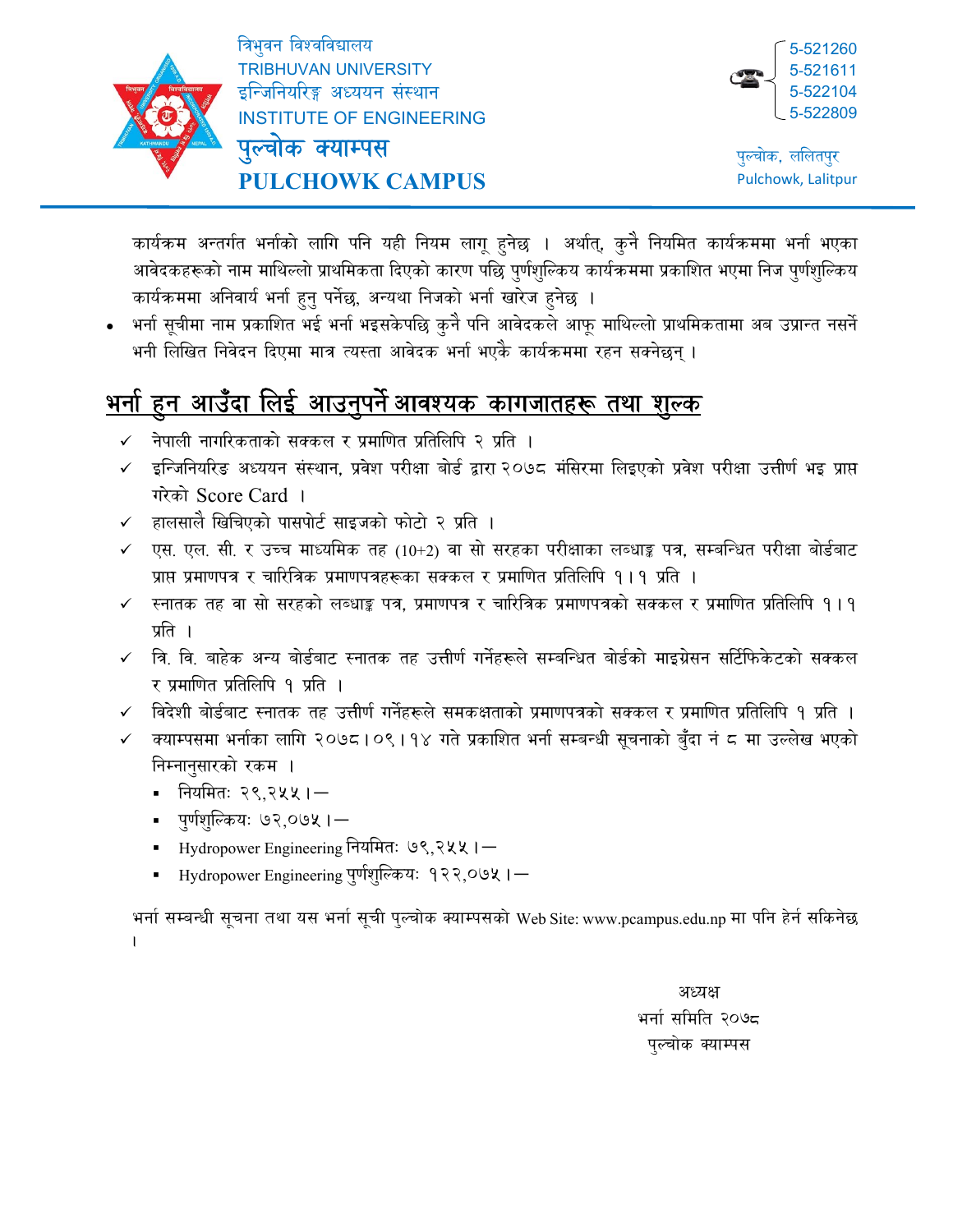कार्यक्रम अन्तर्गत भर्नाको लागि पनि यही नियम लागू हुनेछ । अर्थात्, कुनै नियमित कार्यक्रममा भर्ना भएका आवेदकहरूको नाम माथिल्लो प्राथमिकता दिएको कारण पछि पुर्णशुल्किय कार्यक्रममा प्रकाशित भएमा निज पुर्णशुल्किय कार्यक्रममा अनिवार्य भर्ना हुनु पर्नेछ, अन्यथा निजको भर्ना खारेज हुनेछ ।

- भर्ना सूचीमा नाम प्रकाशित भई भर्ना भइसकेपछि कुनै पनि आवेदकले आफू माथिल्लो प्राथमिकतामा अब उप्रान्त नसर्ने भनी लिखित निवेदन दिएमा मात्र त्यस्ता आवेदक भर्ना भएकै कार्यक्रममा रहन सक्नेछन् ।

## भर्ना हुन आउँदा लिई आउनुपर्ने आवश्यक कागजातहरू तथा शुल्क

- ✓ नेपाली नागरिकताको सक्कल र प्रमाणित प्रतिलिपि २ प्रति ।
- ✓ इन्जिनियरिङ अध्ययन संस्थान, प्रवेश परीक्षा बोर्ड द्वारा २०७८ मंसिरमा लिइएको प्रवेश परीक्षा उत्तीर्ण भइ प्राप्त गरेको Score Card ।
- ✓ हालसालै खिचिएको पासपोर्ट साइजको फोटो २ प्रति ।
- ✓ एस. एल. सी. र उच्च माध्यमिक तह (10+2) वा सो सरहका परीक्षाका लब्धाङ्क पत्र, सम्बन्धित परीक्षा बोर्डबाट प्राप्त प्रमाणपत्र र चारित्रिक प्रमाणपत्रहरूका सक्कल र प्रमाणित प्रतिलिपि १।१ प्रति ।
- ✓ स्नातक तह वा सो सरहको लब्धाङ्क पत्र, प्रमाणपत्र र चारित्रिक प्रमाणपत्रको सक्कल र प्रमाणित प्रतिलिपि १।१ प्रति ।
- ✓ त्रि. वि. बाहेक अन्य बोर्डबाट स्नातक तह उत्तीर्ण गर्नेहरूले सम्बन्धित बोर्डको माइग्रेसन सर्टिफिकेटको सक्कल र प्रमाणित प्रतिलिपि १ प्रति ।
- ✓ विदेशी बोर्डबाट स्नातक तह उत्तीर्ण गर्नेहरूले समकक्षताको प्रमाणपत्रको सक्कल र प्रमाणित प्रतिलिपि १ प्रति ।
- ✓ क्याम्पसमा भर्नाका लागि २०७८।०९।१४ गते प्रकाशित भर्ना सम्बन्धी सूचनाको बुँदा नं ८ मा उल्लेख भएको निम्नानुसारको रकम ।
  - नियमितः २९,२५५।—
  - पुर्णशुल्कियः ७२,०७५।—
  - Hydropower Engineering नियमितः ७९,२५५।—
  - Hydropower Engineering पुर्णशुल्कियः १२२,०७५।—

भर्ना सम्बन्धी सूचना तथा यस भर्ना सूची पुल्चोक क्याम्पसको Web Site: www.pcampus.edu.np मा पनि हेर्न सकिनेछ ।

अध्यक्ष
भर्ना समिति २०७८
पुल्चोक क्याम्पस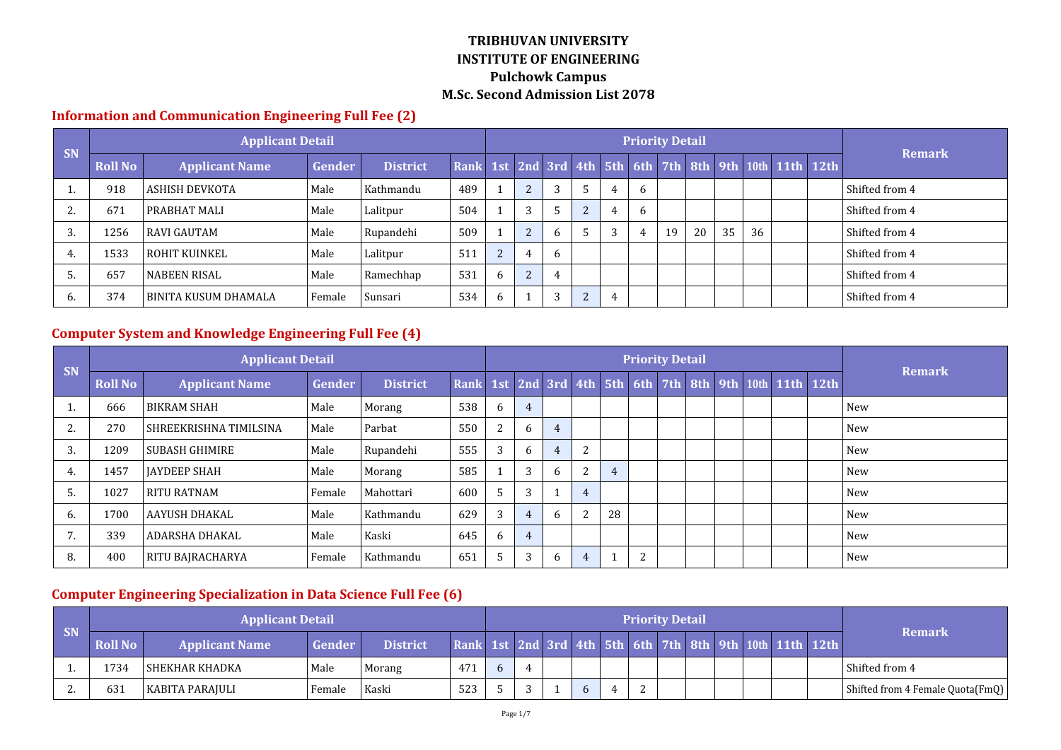# TRIBHUVAN UNIVERSITY
# INSTITUTE OF ENGINEERING
# Pulchowk Campus
# M.Sc. Second Admission List 2078

## Information and Communication Engineering Full Fee (2)

| SN | Applicant Detail | | | | | Priority Detail | | | | | | | | | | | | Remark |
|---|---|---|---|---|---|---|---|---|---|---|---|---|---|---|---|---|---|---|
| | Roll No | Applicant Name | Gender | District | Rank | 1st | 2nd | 3rd | 4th | 5th | 6th | 7th | 8th | 9th | 10th | 11th | 12th | |
| 1. | 918 | ASHISH DEVKOTA | Male | Kathmandu | 489 | 1 | 2 | 3 | 5 | 4 | 6 | | | | | | | Shifted from 4 |
| 2. | 671 | PRABHAT MALI | Male | Lalitpur | 504 | 1 | 3 | 5 | 2 | 4 | 6 | | | | | | | Shifted from 4 |
| 3. | 1256 | RAVI GAUTAM | Male | Rupandehi | 509 | 1 | 2 | 6 | 5 | 3 | 4 | 19 | 20 | 35 | 36 | | | Shifted from 4 |
| 4. | 1533 | ROHIT KUINKEL | Male | Lalitpur | 511 | 2 | 4 | 6 | | | | | | | | | | Shifted from 4 |
| 5. | 657 | NABEEN RISAL | Male | Ramechhap | 531 | 6 | 2 | 4 | | | | | | | | | | Shifted from 4 |
| 6. | 374 | BINITA KUSUM DHAMALA | Female | Sunsari | 534 | 6 | 1 | 3 | 2 | 4 | | | | | | | | Shifted from 4 |

## Computer System and Knowledge Engineering Full Fee (4)

| SN | Applicant Detail | | | | | Priority Detail | | | | | | | | | | | | Remark |
|---|---|---|---|---|---|---|---|---|---|---|---|---|---|---|---|---|---|---|
| | Roll No | Applicant Name | Gender | District | Rank | 1st | 2nd | 3rd | 4th | 5th | 6th | 7th | 8th | 9th | 10th | 11th | 12th | |
| 1. | 666 | BIKRAM SHAH | Male | Morang | 538 | 6 | 4 | | | | | | | | | | | New |
| 2. | 270 | SHREEKRISHNA TIMILSINA | Male | Parbat | 550 | 2 | 6 | 4 | | | | | | | | | | New |
| 3. | 1209 | SUBASH GHIMIRE | Male | Rupandehi | 555 | 3 | 6 | 4 | 2 | | | | | | | | | New |
| 4. | 1457 | JAYDEEP SHAH | Male | Morang | 585 | 1 | 3 | 6 | 2 | 4 | | | | | | | | New |
| 5. | 1027 | RITU RATNAM | Female | Mahottari | 600 | 5 | 3 | 1 | 4 | | | | | | | | | New |
| 6. | 1700 | AAYUSH DHAKAL | Male | Kathmandu | 629 | 3 | 4 | 6 | 2 | 28 | | | | | | | | New |
| 7. | 339 | ADARSHA DHAKAL | Male | Kaski | 645 | 6 | 4 | | | | | | | | | | | New |
| 8. | 400 | RITU BAJRACHARYA | Female | Kathmandu | 651 | 5 | 3 | 6 | 4 | 1 | 2 | | | | | | | New |

## Computer Engineering Specialization in Data Science Full Fee (6)

| SN | Applicant Detail | | | | | Priority Detail | | | | | | | | | | | | Remark |
|---|---|---|---|---|---|---|---|---|---|---|---|---|---|---|---|---|---|---|
| | Roll No | Applicant Name | Gender | District | Rank | 1st | 2nd | 3rd | 4th | 5th | 6th | 7th | 8th | 9th | 10th | 11th | 12th | |
| 1. | 1734 | SHEKHAR KHADKA | Male | Morang | 471 | 6 | 4 | | | | | | | | | | | Shifted from 4 |
| 2. | 631 | KABITA PARAJULI | Female | Kaski | 523 | 5 | 3 | 1 | 6 | 4 | 2 | | | | | | | Shifted from 4 Female Quota(FmQ) |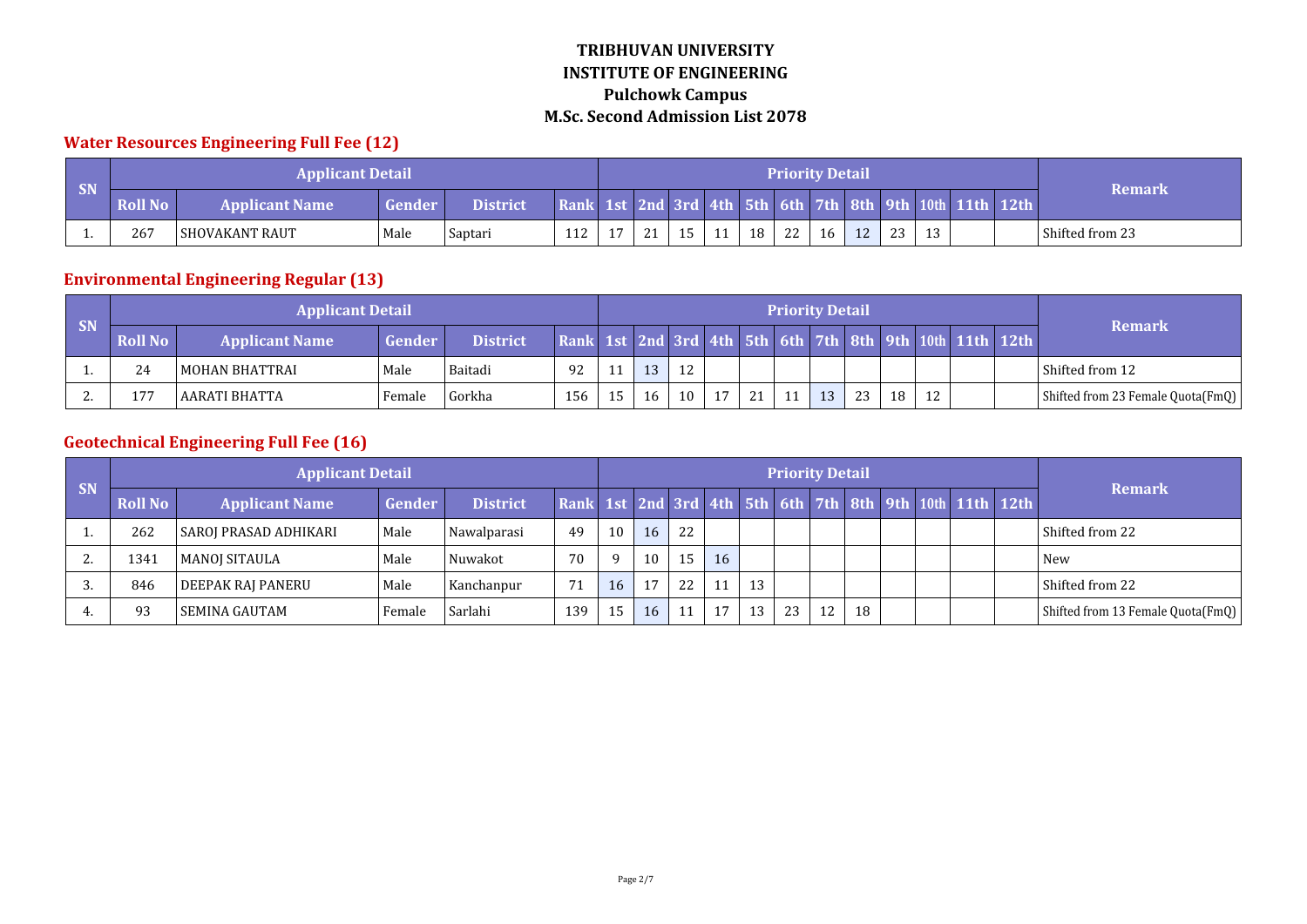# TRIBHUVAN UNIVERSITY
# INSTITUTE OF ENGINEERING
# Pulchowk Campus
# M.Sc. Second Admission List 2078

## Water Resources Engineering Full Fee (12)

| SN | Applicant Detail | | | | Priority Detail | | | | | | | | | | | | | Remark |
|---|---|---|---|---|---|---|---|---|---|---|---|---|---|---|---|---|---|---|
| | Roll No | Applicant Name | Gender | District | Rank | 1st | 2nd | 3rd | 4th | 5th | 6th | 7th | 8th | 9th | 10th | 11th | 12th | |
| 1. | 267 | SHOVAKANT RAUT | Male | Saptari | 112 | 17 | 21 | 15 | 11 | 18 | 22 | 16 | 12 | 23 | 13 | | | Shifted from 23 |

## Environmental Engineering Regular (13)

| SN | Applicant Detail | | | | Priority Detail | | | | | | | | | | | | | Remark |
|---|---|---|---|---|---|---|---|---|---|---|---|---|---|---|---|---|---|---|
| | Roll No | Applicant Name | Gender | District | Rank | 1st | 2nd | 3rd | 4th | 5th | 6th | 7th | 8th | 9th | 10th | 11th | 12th | |
| 1. | 24 | MOHAN BHATTRAI | Male | Baitadi | 92 | 11 | 13 | 12 | | | | | | | | | | Shifted from 12 |
| 2. | 177 | AARATI BHATTA | Female | Gorkha | 156 | 15 | 16 | 10 | 17 | 21 | 11 | 13 | 23 | 18 | 12 | | | Shifted from 23 Female Quota(FmQ) |

## Geotechnical Engineering Full Fee (16)

| SN | Applicant Detail | | | | Priority Detail | | | | | | | | | | | | | Remark |
|---|---|---|---|---|---|---|---|---|---|---|---|---|---|---|---|---|---|---|
| | Roll No | Applicant Name | Gender | District | Rank | 1st | 2nd | 3rd | 4th | 5th | 6th | 7th | 8th | 9th | 10th | 11th | 12th | |
| 1. | 262 | SAROJ PRASAD ADHIKARI | Male | Nawalparasi | 49 | 10 | 16 | 22 | | | | | | | | | | Shifted from 22 |
| 2. | 1341 | MANOJ SITAULA | Male | Nuwakot | 70 | 9 | 10 | 15 | 16 | | | | | | | | | New |
| 3. | 846 | DEEPAK RAJ PANERU | Male | Kanchanpur | 71 | 16 | 17 | 22 | 11 | 13 | | | | | | | | Shifted from 22 |
| 4. | 93 | SEMINA GAUTAM | Female | Sarlahi | 139 | 15 | 16 | 11 | 17 | 13 | 23 | 12 | 18 | | | | | Shifted from 13 Female Quota(FmQ) |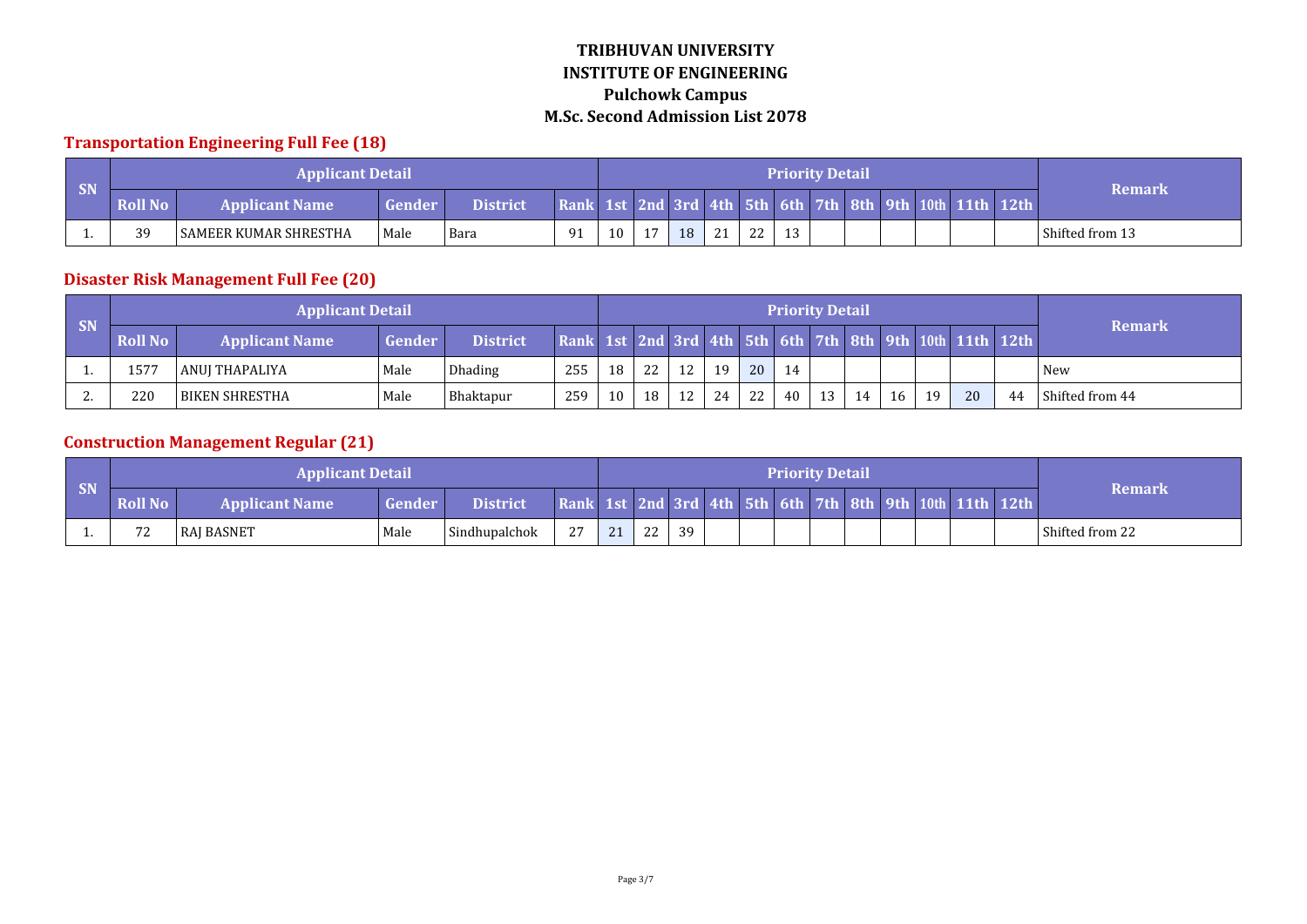# TRIBHUVAN UNIVERSITY
# INSTITUTE OF ENGINEERING
## Pulchowk Campus
## M.Sc. Second Admission List 2078

### Transportation Engineering Full Fee (18)

| SN | Applicant Detail | | | | Priority Detail | | | | | | | | | | | | | Remark |
|---|---|---|---|---|---|---|---|---|---|---|---|---|---|---|---|---|---|---|
| | Roll No | Applicant Name | Gender | District | Rank | 1st | 2nd | 3rd | 4th | 5th | 6th | 7th | 8th | 9th | 10th | 11th | 12th | |
| 1. | 39 | SAMEER KUMAR SHRESTHA | Male | Bara | 91 | 10 | 17 | 18 | 21 | 22 | 13 | | | | | | | Shifted from 13 |

### Disaster Risk Management Full Fee (20)

| SN | Applicant Detail | | | | Priority Detail | | | | | | | | | | | | | Remark |
|---|---|---|---|---|---|---|---|---|---|---|---|---|---|---|---|---|---|---|
| | Roll No | Applicant Name | Gender | District | Rank | 1st | 2nd | 3rd | 4th | 5th | 6th | 7th | 8th | 9th | 10th | 11th | 12th | |
| 1. | 1577 | ANUJ THAPALIYA | Male | Dhading | 255 | 18 | 22 | 12 | 19 | 20 | 14 | | | | | | | New |
| 2. | 220 | BIKEN SHRESTHA | Male | Bhaktapur | 259 | 10 | 18 | 12 | 24 | 22 | 40 | 13 | 14 | 16 | 19 | 20 | 44 | Shifted from 44 |

### Construction Management Regular (21)

| SN | Applicant Detail | | | | Priority Detail | | | | | | | | | | | | | Remark |
|---|---|---|---|---|---|---|---|---|---|---|---|---|---|---|---|---|---|---|
| | Roll No | Applicant Name | Gender | District | Rank | 1st | 2nd | 3rd | 4th | 5th | 6th | 7th | 8th | 9th | 10th | 11th | 12th | |
| 1. | 72 | RAJ BASNET | Male | Sindhupalchok | 27 | 21 | 22 | 39 | | | | | | | | | | Shifted from 22 |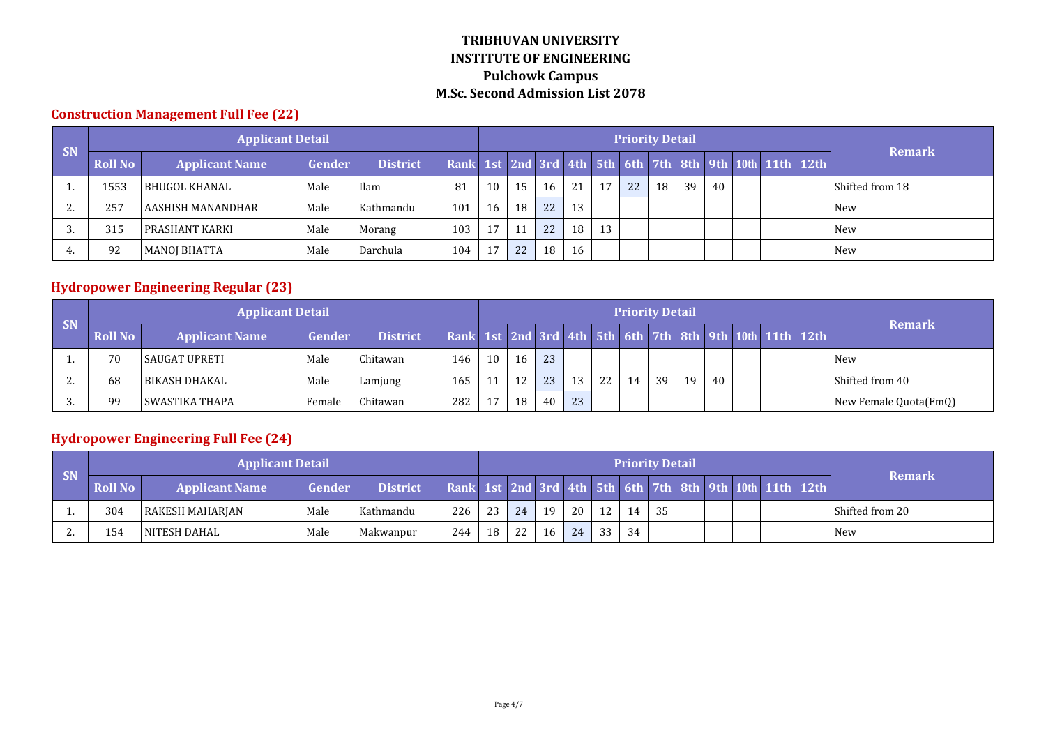# TRIBHUVAN UNIVERSITY
# INSTITUTE OF ENGINEERING
## Pulchowk Campus
## M.Sc. Second Admission List 2078

### Construction Management Full Fee (22)

| SN | Applicant Detail | | | | | Priority Detail | | | | | | | | | | | | Remark |
|---|---|---|---|---|---|---|---|---|---|---|---|---|---|---|---|---|---|---|
| | Roll No | Applicant Name | Gender | District | Rank | 1st | 2nd | 3rd | 4th | 5th | 6th | 7th | 8th | 9th | 10th | 11th | 12th | |
| 1. | 1553 | BHUGOL KHANAL | Male | Ilam | 81 | 10 | 15 | 16 | 21 | 17 | 22 | 18 | 39 | 40 | | | | Shifted from 18 |
| 2. | 257 | AASHISH MANANDHAR | Male | Kathmandu | 101 | 16 | 18 | 22 | 13 | | | | | | | | | New |
| 3. | 315 | PRASHANT KARKI | Male | Morang | 103 | 17 | 11 | 22 | 18 | 13 | | | | | | | | New |
| 4. | 92 | MANOJ BHATTA | Male | Darchula | 104 | 17 | 22 | 18 | 16 | | | | | | | | | New |

### Hydropower Engineering Regular (23)

| SN | Applicant Detail | | | | | Priority Detail | | | | | | | | | | | | Remark |
|---|---|---|---|---|---|---|---|---|---|---|---|---|---|---|---|---|---|---|
| | Roll No | Applicant Name | Gender | District | Rank | 1st | 2nd | 3rd | 4th | 5th | 6th | 7th | 8th | 9th | 10th | 11th | 12th | |
| 1. | 70 | SAUGAT UPRETI | Male | Chitawan | 146 | 10 | 16 | 23 | | | | | | | | | | New |
| 2. | 68 | BIKASH DHAKAL | Male | Lamjung | 165 | 11 | 12 | 23 | 13 | 22 | 14 | 39 | 19 | 40 | | | | Shifted from 40 |
| 3. | 99 | SWASTIKA THAPA | Female | Chitawan | 282 | 17 | 18 | 40 | 23 | | | | | | | | | New Female Quota(FmQ) |

### Hydropower Engineering Full Fee (24)

| SN | Applicant Detail | | | | | Priority Detail | | | | | | | | | | | | Remark |
|---|---|---|---|---|---|---|---|---|---|---|---|---|---|---|---|---|---|---|
| | Roll No | Applicant Name | Gender | District | Rank | 1st | 2nd | 3rd | 4th | 5th | 6th | 7th | 8th | 9th | 10th | 11th | 12th | |
| 1. | 304 | RAKESH MAHARJAN | Male | Kathmandu | 226 | 23 | 24 | 19 | 20 | 12 | 14 | 35 | | | | | | Shifted from 20 |
| 2. | 154 | NITESH DAHAL | Male | Makwanpur | 244 | 18 | 22 | 16 | 24 | 33 | 34 | | | | | | | New |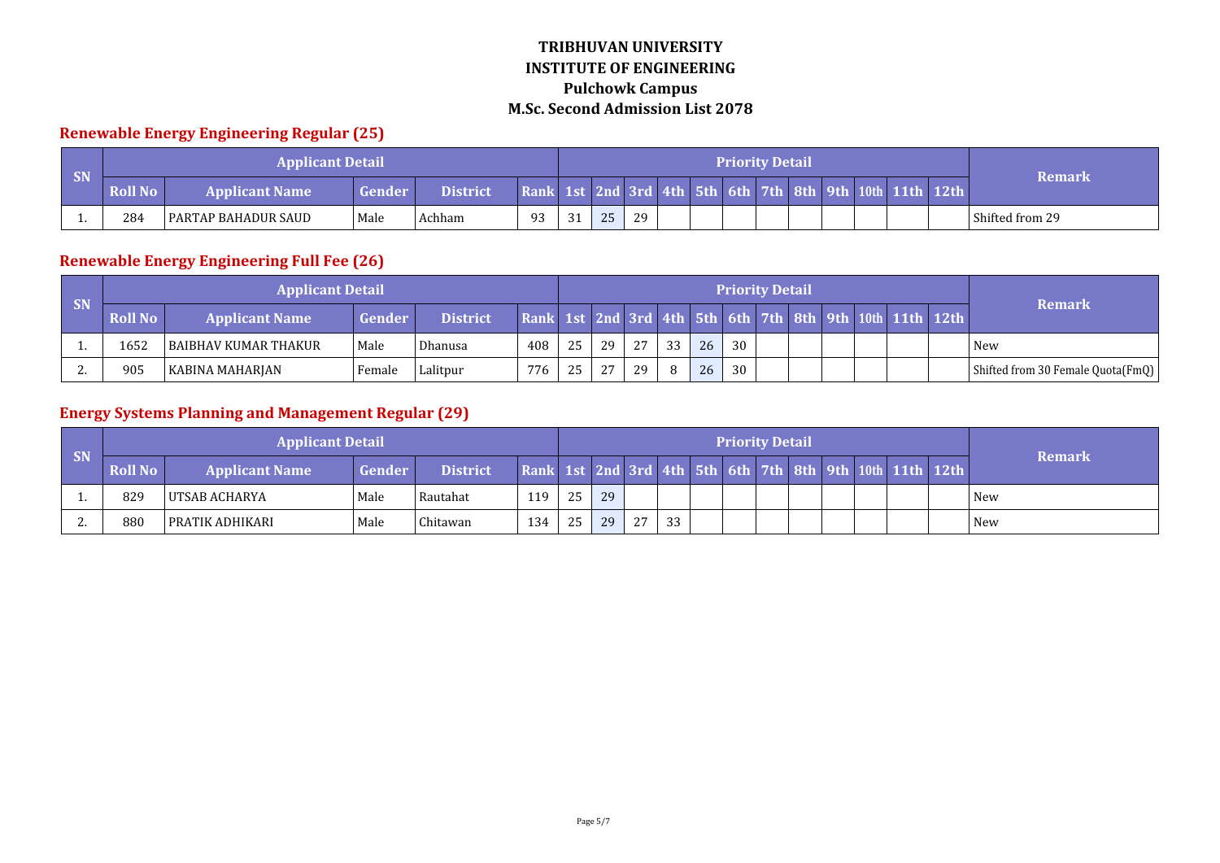# TRIBHUVAN UNIVERSITY
# INSTITUTE OF ENGINEERING
# Pulchowk Campus
# M.Sc. Second Admission List 2078

## Renewable Energy Engineering Regular (25)

| SN | Applicant Detail | | | | Priority Detail | | | | | | | | | | | | | Remark |
|---|---|---|---|---|---|---|---|---|---|---|---|---|---|---|---|---|---|---|
| | Roll No | Applicant Name | Gender | District | Rank | 1st | 2nd | 3rd | 4th | 5th | 6th | 7th | 8th | 9th | 10th | 11th | 12th | |
| 1. | 284 | PARTAP BAHADUR SAUD | Male | Achham | 93 | 31 | 25 | 29 | | | | | | | | | | Shifted from 29 |

## Renewable Energy Engineering Full Fee (26)

| SN | Applicant Detail | | | | Priority Detail | | | | | | | | | | | | | Remark |
|---|---|---|---|---|---|---|---|---|---|---|---|---|---|---|---|---|---|---|
| | Roll No | Applicant Name | Gender | District | Rank | 1st | 2nd | 3rd | 4th | 5th | 6th | 7th | 8th | 9th | 10th | 11th | 12th | |
| 1. | 1652 | BAIBHAV KUMAR THAKUR | Male | Dhanusa | 408 | 25 | 29 | 27 | 33 | 26 | 30 | | | | | | | New |
| 2. | 905 | KABINA MAHARJAN | Female | Lalitpur | 776 | 25 | 27 | 29 | 8 | 26 | 30 | | | | | | | Shifted from 30 Female Quota(FmQ) |

## Energy Systems Planning and Management Regular (29)

| SN | Applicant Detail | | | | Priority Detail | | | | | | | | | | | | | Remark |
|---|---|---|---|---|---|---|---|---|---|---|---|---|---|---|---|---|---|---|
| | Roll No | Applicant Name | Gender | District | Rank | 1st | 2nd | 3rd | 4th | 5th | 6th | 7th | 8th | 9th | 10th | 11th | 12th | |
| 1. | 829 | UTSAB ACHARYA | Male | Rautahat | 119 | 25 | 29 | | | | | | | | | | | New |
| 2. | 880 | PRATIK ADHIKARI | Male | Chitawan | 134 | 25 | 29 | 27 | 33 | | | | | | | | | New |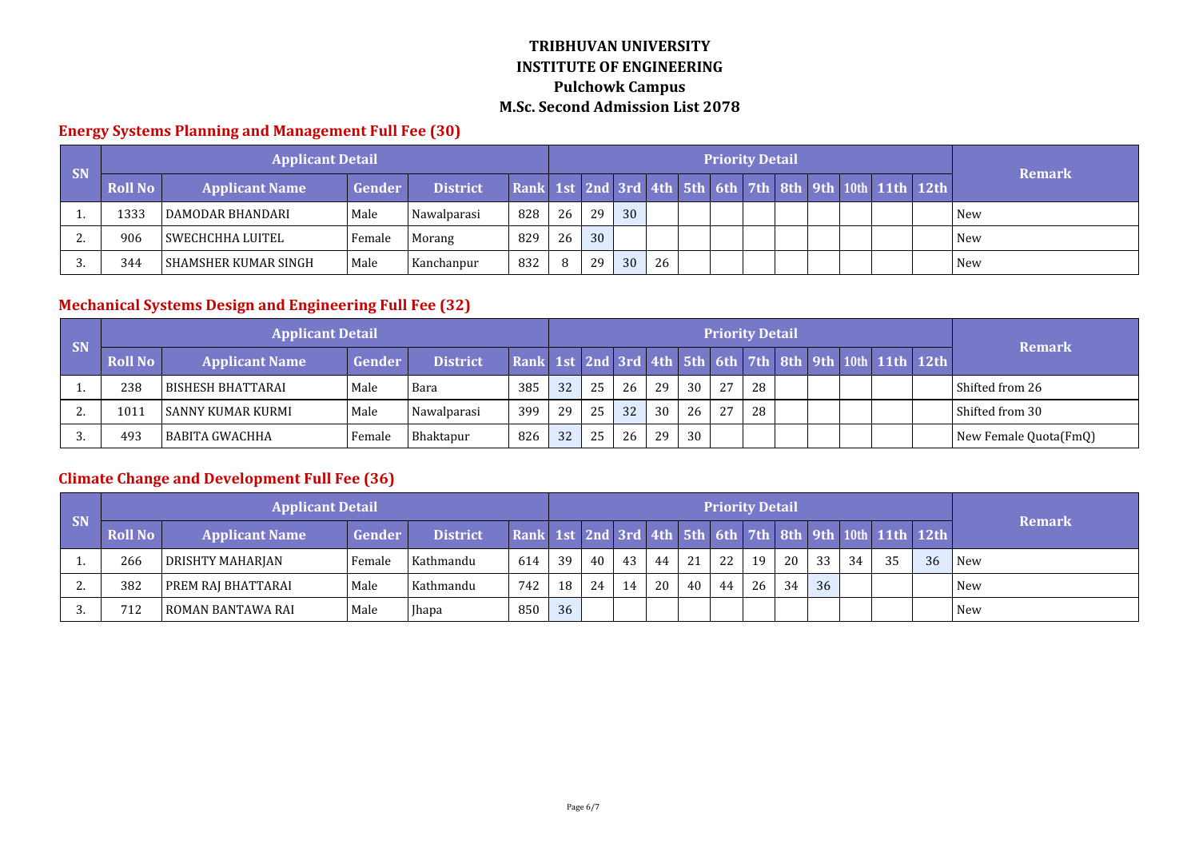# TRIBHUVAN UNIVERSITY
# INSTITUTE OF ENGINEERING
## Pulchowk Campus
## M.Sc. Second Admission List 2078

### Energy Systems Planning and Management Full Fee (30)

| SN | Applicant Detail | | | | Priority Detail | | | | | | | | | | | | | Remark |
|---|---|---|---|---|---|---|---|---|---|---|---|---|---|---|---|---|---|---|
| | Roll No | Applicant Name | Gender | District | Rank | 1st | 2nd | 3rd | 4th | 5th | 6th | 7th | 8th | 9th | 10th | 11th | 12th | |
| 1. | 1333 | DAMODAR BHANDARI | Male | Nawalparasi | 828 | 26 | 29 | 30 | | | | | | | | | | New |
| 2. | 906 | SWECHCHHA LUITEL | Female | Morang | 829 | 26 | 30 | | | | | | | | | | | New |
| 3. | 344 | SHAMSHER KUMAR SINGH | Male | Kanchanpur | 832 | 8 | 29 | 30 | 26 | | | | | | | | | New |

### Mechanical Systems Design and Engineering Full Fee (32)

| SN | Applicant Detail | | | | Priority Detail | | | | | | | | | | | | | Remark |
|---|---|---|---|---|---|---|---|---|---|---|---|---|---|---|---|---|---|---|
| | Roll No | Applicant Name | Gender | District | Rank | 1st | 2nd | 3rd | 4th | 5th | 6th | 7th | 8th | 9th | 10th | 11th | 12th | |
| 1. | 238 | BISHESH BHATTARAI | Male | Bara | 385 | 32 | 25 | 26 | 29 | 30 | 27 | 28 | | | | | | Shifted from 26 |
| 2. | 1011 | SANNY KUMAR KURMI | Male | Nawalparasi | 399 | 29 | 25 | 32 | 30 | 26 | 27 | 28 | | | | | | Shifted from 30 |
| 3. | 493 | BABITA GWACHHA | Female | Bhaktapur | 826 | 32 | 25 | 26 | 29 | 30 | | | | | | | | New Female Quota(FmQ) |

### Climate Change and Development Full Fee (36)

| SN | Applicant Detail | | | | Priority Detail | | | | | | | | | | | | | Remark |
|---|---|---|---|---|---|---|---|---|---|---|---|---|---|---|---|---|---|---|
| | Roll No | Applicant Name | Gender | District | Rank | 1st | 2nd | 3rd | 4th | 5th | 6th | 7th | 8th | 9th | 10th | 11th | 12th | |
| 1. | 266 | DRISHTY MAHARJAN | Female | Kathmandu | 614 | 39 | 40 | 43 | 44 | 21 | 22 | 19 | 20 | 33 | 34 | 35 | 36 | New |
| 2. | 382 | PREM RAJ BHATTARAI | Male | Kathmandu | 742 | 18 | 24 | 14 | 20 | 40 | 44 | 26 | 34 | 36 | | | | New |
| 3. | 712 | ROMAN BANTAWA RAI | Male | Jhapa | 850 | 36 | | | | | | | | | | | | New |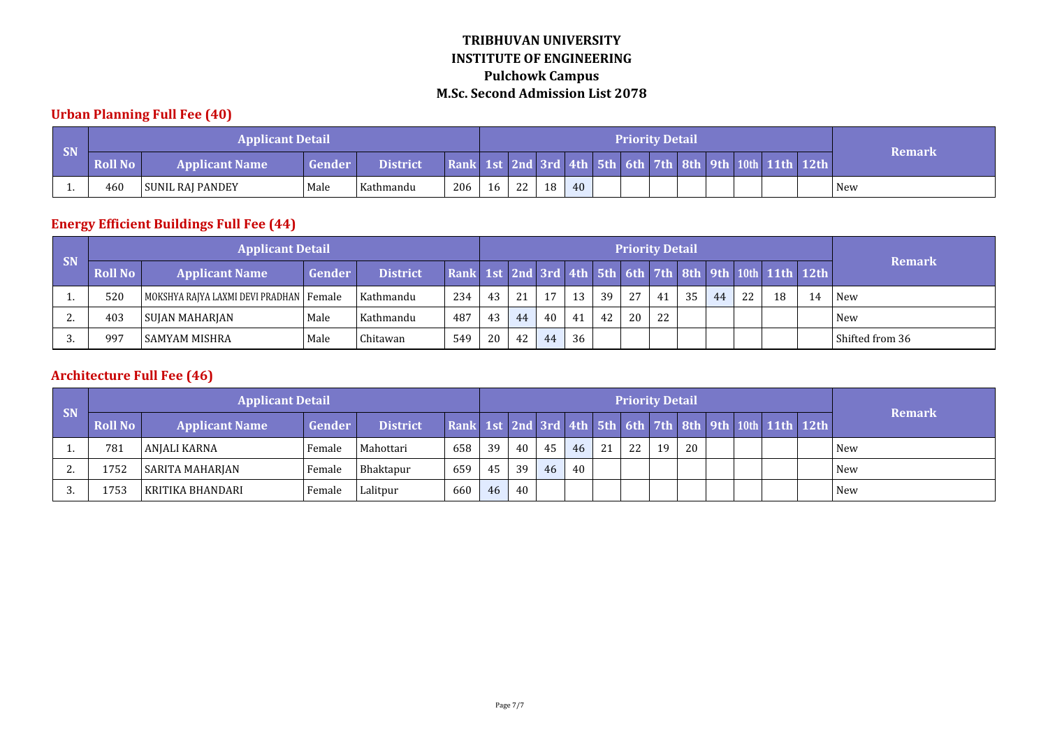**TRIBHUVAN UNIVERSITY**
**INSTITUTE OF ENGINEERING**
**Pulchowk Campus**
**M.Sc. Second Admission List 2078**

## Urban Planning Full Fee (40)

| SN | Applicant Detail | | | | Priority Detail | | | | | | | | | | | | | Remark |
|---|---|---|---|---|---|---|---|---|---|---|---|---|---|---|---|---|---|---|
| | Roll No | Applicant Name | Gender | District | Rank | 1st | 2nd | 3rd | 4th | 5th | 6th | 7th | 8th | 9th | 10th | 11th | 12th | |
| 1. | 460 | SUNIL RAJ PANDEY | Male | Kathmandu | 206 | 16 | 22 | 18 | 40 | | | | | | | | | New |

## Energy Efficient Buildings Full Fee (44)

| SN | Applicant Detail | | | | Priority Detail | | | | | | | | | | | | | Remark |
|---|---|---|---|---|---|---|---|---|---|---|---|---|---|---|---|---|---|---|
| | Roll No | Applicant Name | Gender | District | Rank | 1st | 2nd | 3rd | 4th | 5th | 6th | 7th | 8th | 9th | 10th | 11th | 12th | |
| 1. | 520 | MOKSHYA RAJYA LAXMI DEVI PRADHAN | Female | Kathmandu | 234 | 43 | 21 | 17 | 13 | 39 | 27 | 41 | 35 | 44 | 22 | 18 | 14 | New |
| 2. | 403 | SUJAN MAHARJAN | Male | Kathmandu | 487 | 43 | 44 | 40 | 41 | 42 | 20 | 22 | | | | | | New |
| 3. | 997 | SAMYAM MISHRA | Male | Chitawan | 549 | 20 | 42 | 44 | 36 | | | | | | | | | Shifted from 36 |

## Architecture Full Fee (46)

| SN | Applicant Detail | | | | Priority Detail | | | | | | | | | | | | | Remark |
|---|---|---|---|---|---|---|---|---|---|---|---|---|---|---|---|---|---|---|
| | Roll No | Applicant Name | Gender | District | Rank | 1st | 2nd | 3rd | 4th | 5th | 6th | 7th | 8th | 9th | 10th | 11th | 12th | |
| 1. | 781 | ANJALI KARNA | Female | Mahottari | 658 | 39 | 40 | 45 | 46 | 21 | 22 | 19 | 20 | | | | | New |
| 2. | 1752 | SARITA MAHARJAN | Female | Bhaktapur | 659 | 45 | 39 | 46 | 40 | | | | | | | | | New |
| 3. | 1753 | KRITIKA BHANDARI | Female | Lalitpur | 660 | 46 | 40 | | | | | | | | | | | New |